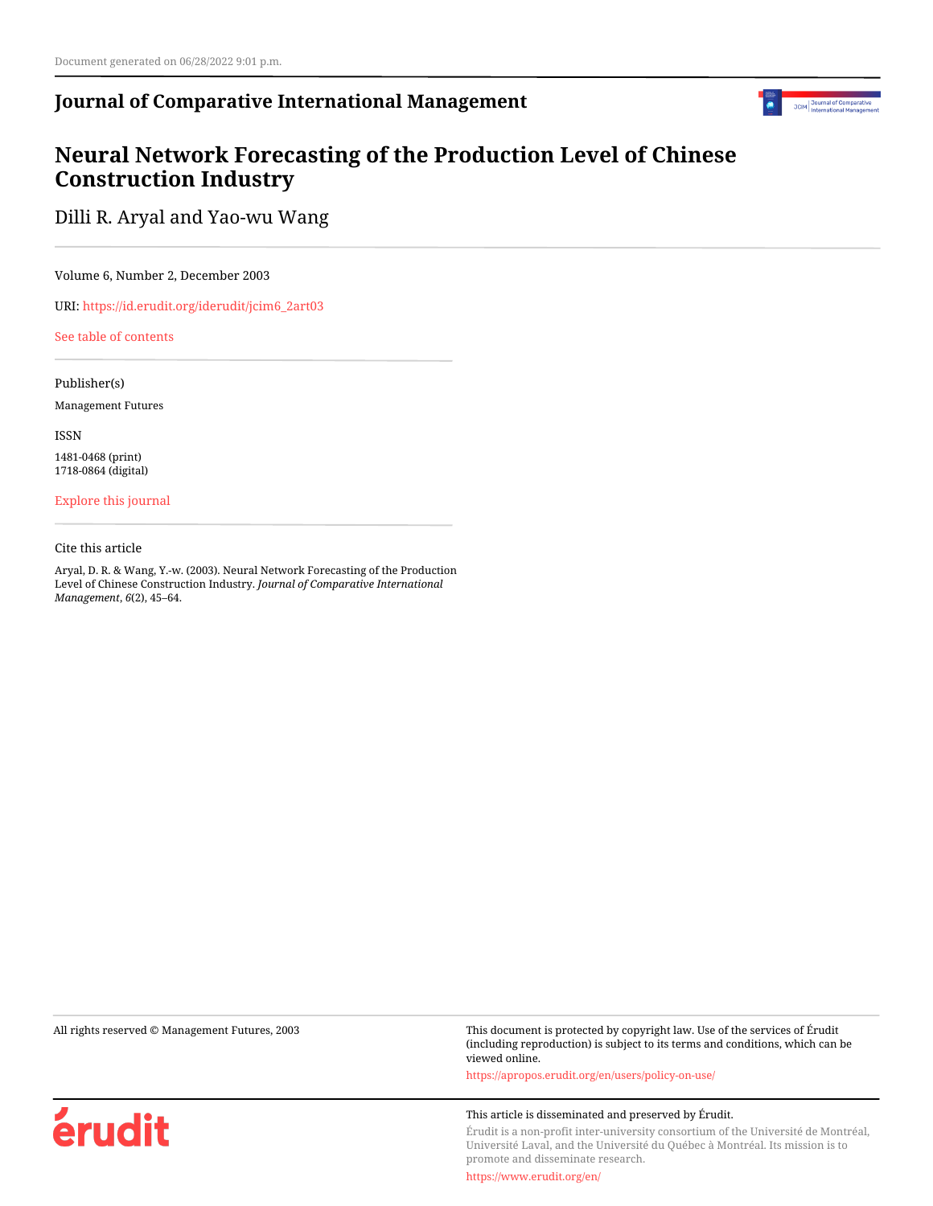Document generated on 06/28/2022 9:01 p.m.

**Journal of Comparative International Management**

# Neural Network Forecasting of the Production Level of Chinese Construction Industry

Dilli R. Aryal and Yao-wu Wang

Volume 6, Number 2, December 2003

URI: https://id.erudit.org/iderudit/jcim6_2art03

See table of contents

Publisher(s)

Management Futures

ISSN

1481-0468 (print)
1718-0864 (digital)

Explore this journal

Cite this article

Aryal, D. R. & Wang, Y.-w. (2003). Neural Network Forecasting of the Production Level of Chinese Construction Industry. *Journal of Comparative International Management*, *6*(2), 45–64.

All rights reserved © Management Futures, 2003

This document is protected by copyright law. Use of the services of Érudit (including reproduction) is subject to its terms and conditions, which can be viewed online.

https://apropos.erudit.org/en/users/policy-on-use/

This article is disseminated and preserved by Érudit.

Érudit is a non-profit inter-university consortium of the Université de Montréal, Université Laval, and the Université du Québec à Montréal. Its mission is to promote and disseminate research.

https://www.erudit.org/en/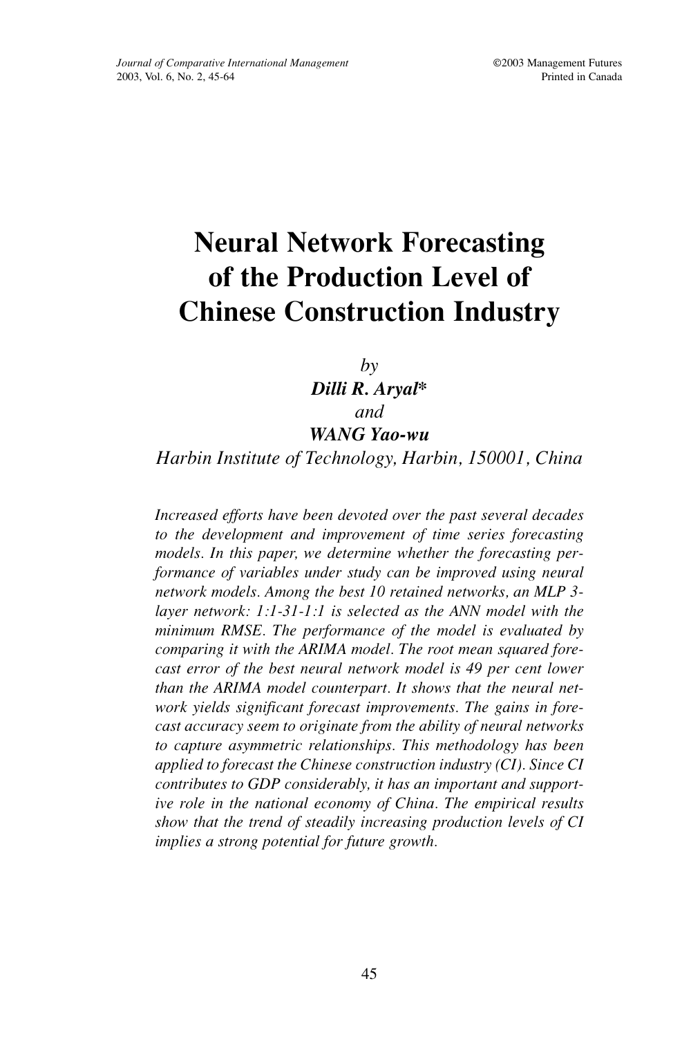# Neural Network Forecasting of the Production Level of Chinese Construction Industry

*by*

***Dilli R. Aryal\****

*and*

***WANG Yao-wu***

*Harbin Institute of Technology, Harbin, 150001, China*

*Increased efforts have been devoted over the past several decades to the development and improvement of time series forecasting models. In this paper, we determine whether the forecasting performance of variables under study can be improved using neural network models. Among the best 10 retained networks, an MLP 3-layer network: 1:1-31-1:1 is selected as the ANN model with the minimum RMSE. The performance of the model is evaluated by comparing it with the ARIMA model. The root mean squared forecast error of the best neural network model is 49 per cent lower than the ARIMA model counterpart. It shows that the neural network yields significant forecast improvements. The gains in forecast accuracy seem to originate from the ability of neural networks to capture asymmetric relationships. This methodology has been applied to forecast the Chinese construction industry (CI). Since CI contributes to GDP considerably, it has an important and supportive role in the national economy of China. The empirical results show that the trend of steadily increasing production levels of CI implies a strong potential for future growth.*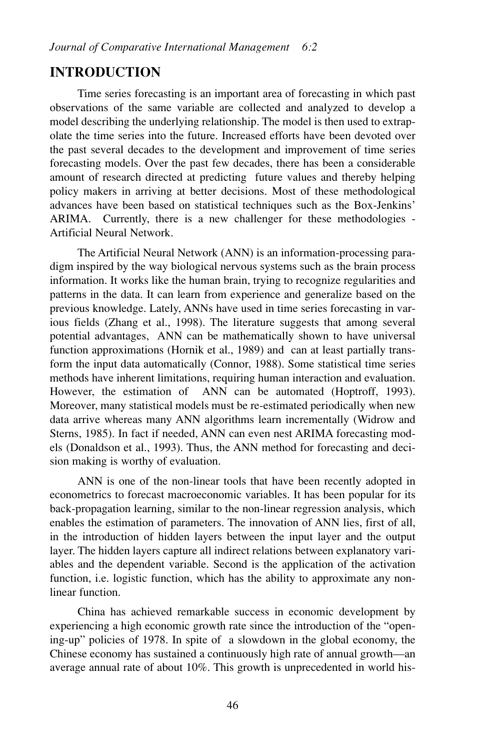## INTRODUCTION

Time series forecasting is an important area of forecasting in which past observations of the same variable are collected and analyzed to develop a model describing the underlying relationship. The model is then used to extrapolate the time series into the future. Increased efforts have been devoted over the past several decades to the development and improvement of time series forecasting models. Over the past few decades, there has been a considerable amount of research directed at predicting future values and thereby helping policy makers in arriving at better decisions. Most of these methodological advances have been based on statistical techniques such as the Box-Jenkins' ARIMA. Currently, there is a new challenger for these methodologies - Artificial Neural Network.

The Artificial Neural Network (ANN) is an information-processing paradigm inspired by the way biological nervous systems such as the brain process information. It works like the human brain, trying to recognize regularities and patterns in the data. It can learn from experience and generalize based on the previous knowledge. Lately, ANNs have used in time series forecasting in various fields (Zhang et al., 1998). The literature suggests that among several potential advantages, ANN can be mathematically shown to have universal function approximations (Hornik et al., 1989) and can at least partially transform the input data automatically (Connor, 1988). Some statistical time series methods have inherent limitations, requiring human interaction and evaluation. However, the estimation of ANN can be automated (Hoptroff, 1993). Moreover, many statistical models must be re-estimated periodically when new data arrive whereas many ANN algorithms learn incrementally (Widrow and Sterns, 1985). In fact if needed, ANN can even nest ARIMA forecasting models (Donaldson et al., 1993). Thus, the ANN method for forecasting and decision making is worthy of evaluation.

ANN is one of the non-linear tools that have been recently adopted in econometrics to forecast macroeconomic variables. It has been popular for its back-propagation learning, similar to the non-linear regression analysis, which enables the estimation of parameters. The innovation of ANN lies, first of all, in the introduction of hidden layers between the input layer and the output layer. The hidden layers capture all indirect relations between explanatory variables and the dependent variable. Second is the application of the activation function, i.e. logistic function, which has the ability to approximate any non-linear function.

China has achieved remarkable success in economic development by experiencing a high economic growth rate since the introduction of the "opening-up" policies of 1978. In spite of a slowdown in the global economy, the Chinese economy has sustained a continuously high rate of annual growth—an average annual rate of about 10%. This growth is unprecedented in world his-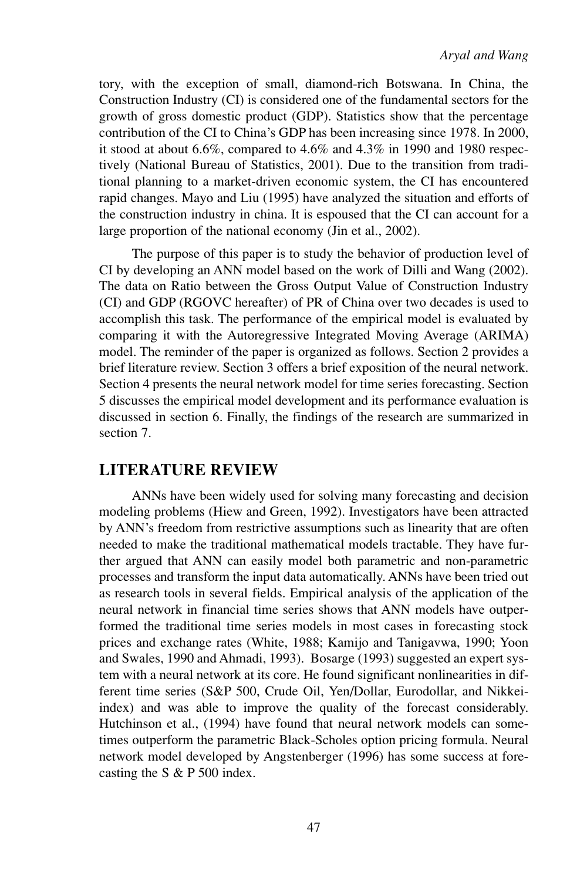tory, with the exception of small, diamond-rich Botswana. In China, the Construction Industry (CI) is considered one of the fundamental sectors for the growth of gross domestic product (GDP). Statistics show that the percentage contribution of the CI to China's GDP has been increasing since 1978. In 2000, it stood at about 6.6%, compared to 4.6% and 4.3% in 1990 and 1980 respectively (National Bureau of Statistics, 2001). Due to the transition from traditional planning to a market-driven economic system, the CI has encountered rapid changes. Mayo and Liu (1995) have analyzed the situation and efforts of the construction industry in china. It is espoused that the CI can account for a large proportion of the national economy (Jin et al., 2002).

The purpose of this paper is to study the behavior of production level of CI by developing an ANN model based on the work of Dilli and Wang (2002). The data on Ratio between the Gross Output Value of Construction Industry (CI) and GDP (RGOVC hereafter) of PR of China over two decades is used to accomplish this task. The performance of the empirical model is evaluated by comparing it with the Autoregressive Integrated Moving Average (ARIMA) model. The reminder of the paper is organized as follows. Section 2 provides a brief literature review. Section 3 offers a brief exposition of the neural network. Section 4 presents the neural network model for time series forecasting. Section 5 discusses the empirical model development and its performance evaluation is discussed in section 6. Finally, the findings of the research are summarized in section 7.

## LITERATURE REVIEW

ANNs have been widely used for solving many forecasting and decision modeling problems (Hiew and Green, 1992). Investigators have been attracted by ANN's freedom from restrictive assumptions such as linearity that are often needed to make the traditional mathematical models tractable. They have further argued that ANN can easily model both parametric and non-parametric processes and transform the input data automatically. ANNs have been tried out as research tools in several fields. Empirical analysis of the application of the neural network in financial time series shows that ANN models have outperformed the traditional time series models in most cases in forecasting stock prices and exchange rates (White, 1988; Kamijo and Tanigavwa, 1990; Yoon and Swales, 1990 and Ahmadi, 1993). Bosarge (1993) suggested an expert system with a neural network at its core. He found significant nonlinearities in different time series (S&P 500, Crude Oil, Yen/Dollar, Eurodollar, and Nikkei-index) and was able to improve the quality of the forecast considerably. Hutchinson et al., (1994) have found that neural network models can sometimes outperform the parametric Black-Scholes option pricing formula. Neural network model developed by Angstenberger (1996) has some success at forecasting the S & P 500 index.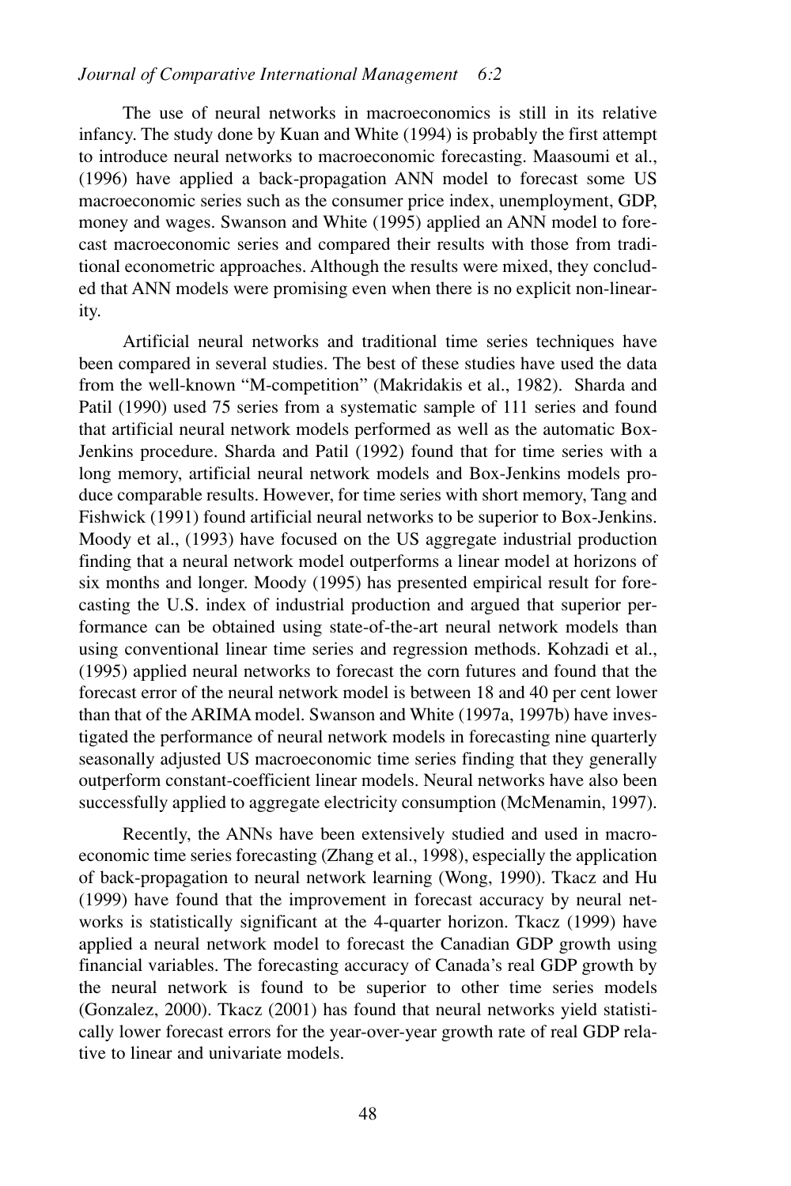The use of neural networks in macroeconomics is still in its relative infancy. The study done by Kuan and White (1994) is probably the first attempt to introduce neural networks to macroeconomic forecasting. Maasoumi et al., (1996) have applied a back-propagation ANN model to forecast some US macroeconomic series such as the consumer price index, unemployment, GDP, money and wages. Swanson and White (1995) applied an ANN model to forecast macroeconomic series and compared their results with those from traditional econometric approaches. Although the results were mixed, they concluded that ANN models were promising even when there is no explicit non-linearity.

Artificial neural networks and traditional time series techniques have been compared in several studies. The best of these studies have used the data from the well-known "M-competition" (Makridakis et al., 1982). Sharda and Patil (1990) used 75 series from a systematic sample of 111 series and found that artificial neural network models performed as well as the automatic Box-Jenkins procedure. Sharda and Patil (1992) found that for time series with a long memory, artificial neural network models and Box-Jenkins models produce comparable results. However, for time series with short memory, Tang and Fishwick (1991) found artificial neural networks to be superior to Box-Jenkins. Moody et al., (1993) have focused on the US aggregate industrial production finding that a neural network model outperforms a linear model at horizons of six months and longer. Moody (1995) has presented empirical result for forecasting the U.S. index of industrial production and argued that superior performance can be obtained using state-of-the-art neural network models than using conventional linear time series and regression methods. Kohzadi et al., (1995) applied neural networks to forecast the corn futures and found that the forecast error of the neural network model is between 18 and 40 per cent lower than that of the ARIMA model. Swanson and White (1997a, 1997b) have investigated the performance of neural network models in forecasting nine quarterly seasonally adjusted US macroeconomic time series finding that they generally outperform constant-coefficient linear models. Neural networks have also been successfully applied to aggregate electricity consumption (McMenamin, 1997).

Recently, the ANNs have been extensively studied and used in macroeconomic time series forecasting (Zhang et al., 1998), especially the application of back-propagation to neural network learning (Wong, 1990). Tkacz and Hu (1999) have found that the improvement in forecast accuracy by neural networks is statistically significant at the 4-quarter horizon. Tkacz (1999) have applied a neural network model to forecast the Canadian GDP growth using financial variables. The forecasting accuracy of Canada's real GDP growth by the neural network is found to be superior to other time series models (Gonzalez, 2000). Tkacz (2001) has found that neural networks yield statistically lower forecast errors for the year-over-year growth rate of real GDP relative to linear and univariate models.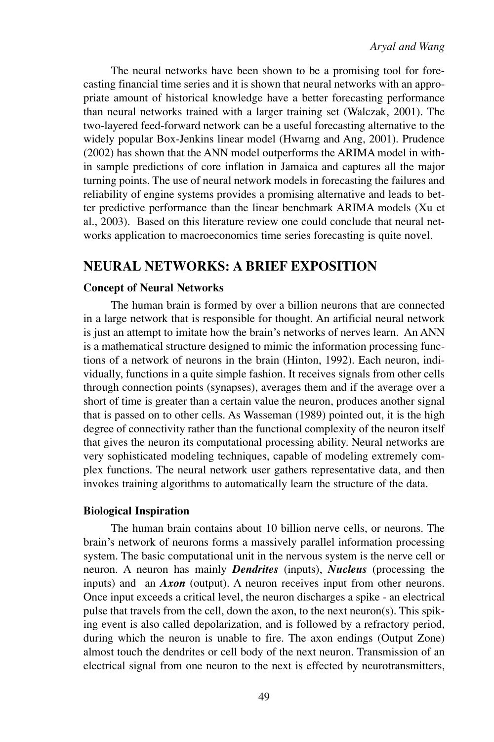The neural networks have been shown to be a promising tool for forecasting financial time series and it is shown that neural networks with an appropriate amount of historical knowledge have a better forecasting performance than neural networks trained with a larger training set (Walczak, 2001). The two-layered feed-forward network can be a useful forecasting alternative to the widely popular Box-Jenkins linear model (Hwarng and Ang, 2001). Prudence (2002) has shown that the ANN model outperforms the ARIMA model in within sample predictions of core inflation in Jamaica and captures all the major turning points. The use of neural network models in forecasting the failures and reliability of engine systems provides a promising alternative and leads to better predictive performance than the linear benchmark ARIMA models (Xu et al., 2003). Based on this literature review one could conclude that neural networks application to macroeconomics time series forecasting is quite novel.

## NEURAL NETWORKS: A BRIEF EXPOSITION

### Concept of Neural Networks

The human brain is formed by over a billion neurons that are connected in a large network that is responsible for thought. An artificial neural network is just an attempt to imitate how the brain's networks of nerves learn. An ANN is a mathematical structure designed to mimic the information processing functions of a network of neurons in the brain (Hinton, 1992). Each neuron, individually, functions in a quite simple fashion. It receives signals from other cells through connection points (synapses), averages them and if the average over a short of time is greater than a certain value the neuron, produces another signal that is passed on to other cells. As Wasseman (1989) pointed out, it is the high degree of connectivity rather than the functional complexity of the neuron itself that gives the neuron its computational processing ability. Neural networks are very sophisticated modeling techniques, capable of modeling extremely complex functions. The neural network user gathers representative data, and then invokes training algorithms to automatically learn the structure of the data.

### Biological Inspiration

The human brain contains about 10 billion nerve cells, or neurons. The brain's network of neurons forms a massively parallel information processing system. The basic computational unit in the nervous system is the nerve cell or neuron. A neuron has mainly ***Dendrites*** (inputs), ***Nucleus*** (processing the inputs) and an ***Axon*** (output). A neuron receives input from other neurons. Once input exceeds a critical level, the neuron discharges a spike - an electrical pulse that travels from the cell, down the axon, to the next neuron(s). This spiking event is also called depolarization, and is followed by a refractory period, during which the neuron is unable to fire. The axon endings (Output Zone) almost touch the dendrites or cell body of the next neuron. Transmission of an electrical signal from one neuron to the next is effected by neurotransmitters,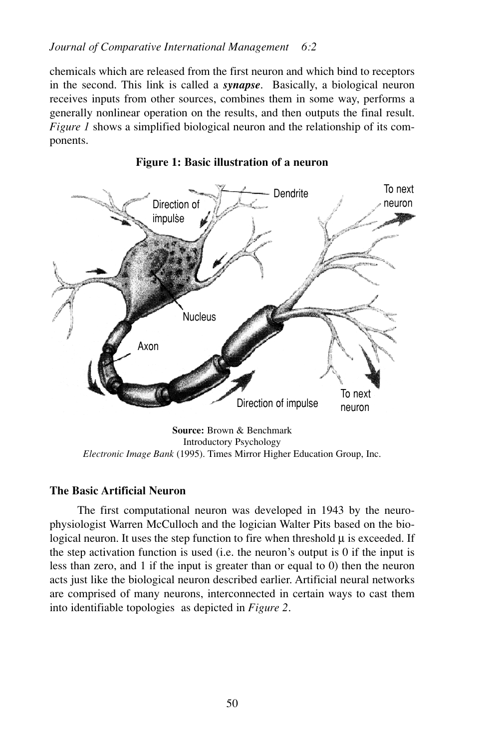chemicals which are released from the first neuron and which bind to receptors in the second. This link is called a ***synapse***. Basically, a biological neuron receives inputs from other sources, combines them in some way, performs a generally nonlinear operation on the results, and then outputs the final result. *Figure 1* shows a simplified biological neuron and the relationship of its components.

**Figure 1: Basic illustration of a neuron**

**Source:** Brown & Benchmark
Introductory Psychology
*Electronic Image Bank* (1995). Times Mirror Higher Education Group, Inc.

### The Basic Artificial Neuron

The first computational neuron was developed in 1943 by the neurophysiologist Warren McCulloch and the logician Walter Pits based on the biological neuron. It uses the step function to fire when threshold $\mu$ is exceeded. If the step activation function is used (i.e. the neuron's output is 0 if the input is less than zero, and 1 if the input is greater than or equal to 0) then the neuron acts just like the biological neuron described earlier. Artificial neural networks are comprised of many neurons, interconnected in certain ways to cast them into identifiable topologies as depicted in *Figure 2*.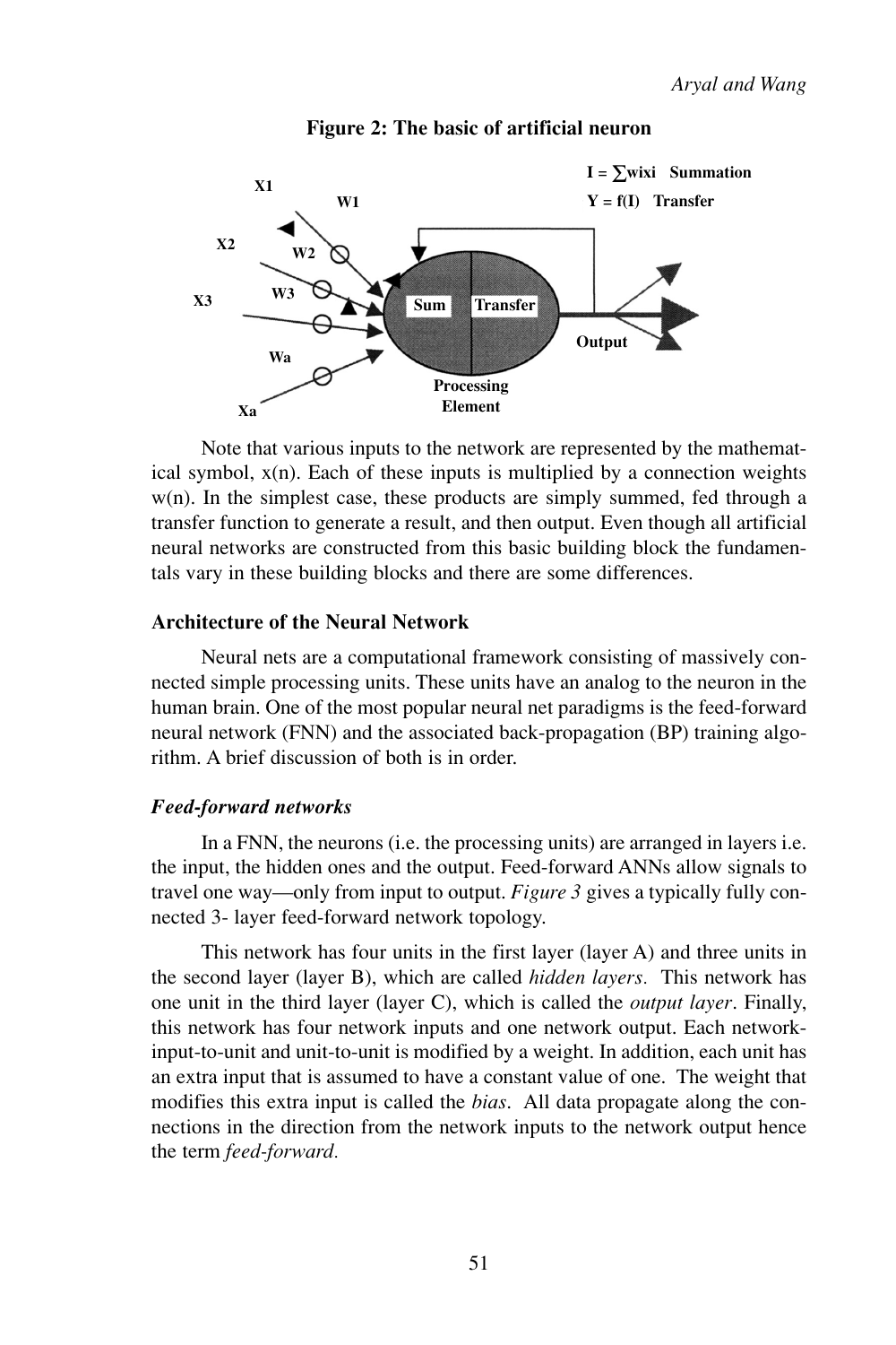**Figure 2: The basic of artificial neuron**

Note that various inputs to the network are represented by the mathematical symbol, x(n). Each of these inputs is multiplied by a connection weights w(n). In the simplest case, these products are simply summed, fed through a transfer function to generate a result, and then output. Even though all artificial neural networks are constructed from this basic building block the fundamentals vary in these building blocks and there are some differences.

### Architecture of the Neural Network

Neural nets are a computational framework consisting of massively connected simple processing units. These units have an analog to the neuron in the human brain. One of the most popular neural net paradigms is the feed-forward neural network (FNN) and the associated back-propagation (BP) training algorithm. A brief discussion of both is in order.

#### *Feed-forward networks*

In a FNN, the neurons (i.e. the processing units) are arranged in layers i.e. the input, the hidden ones and the output. Feed-forward ANNs allow signals to travel one way—only from input to output. *Figure 3* gives a typically fully connected 3- layer feed-forward network topology.

This network has four units in the first layer (layer A) and three units in the second layer (layer B), which are called *hidden layers.* This network has one unit in the third layer (layer C), which is called the *output layer*. Finally, this network has four network inputs and one network output. Each network-input-to-unit and unit-to-unit is modified by a weight. In addition, each unit has an extra input that is assumed to have a constant value of one. The weight that modifies this extra input is called the *bias*. All data propagate along the connections in the direction from the network inputs to the network output hence the term *feed-forward.*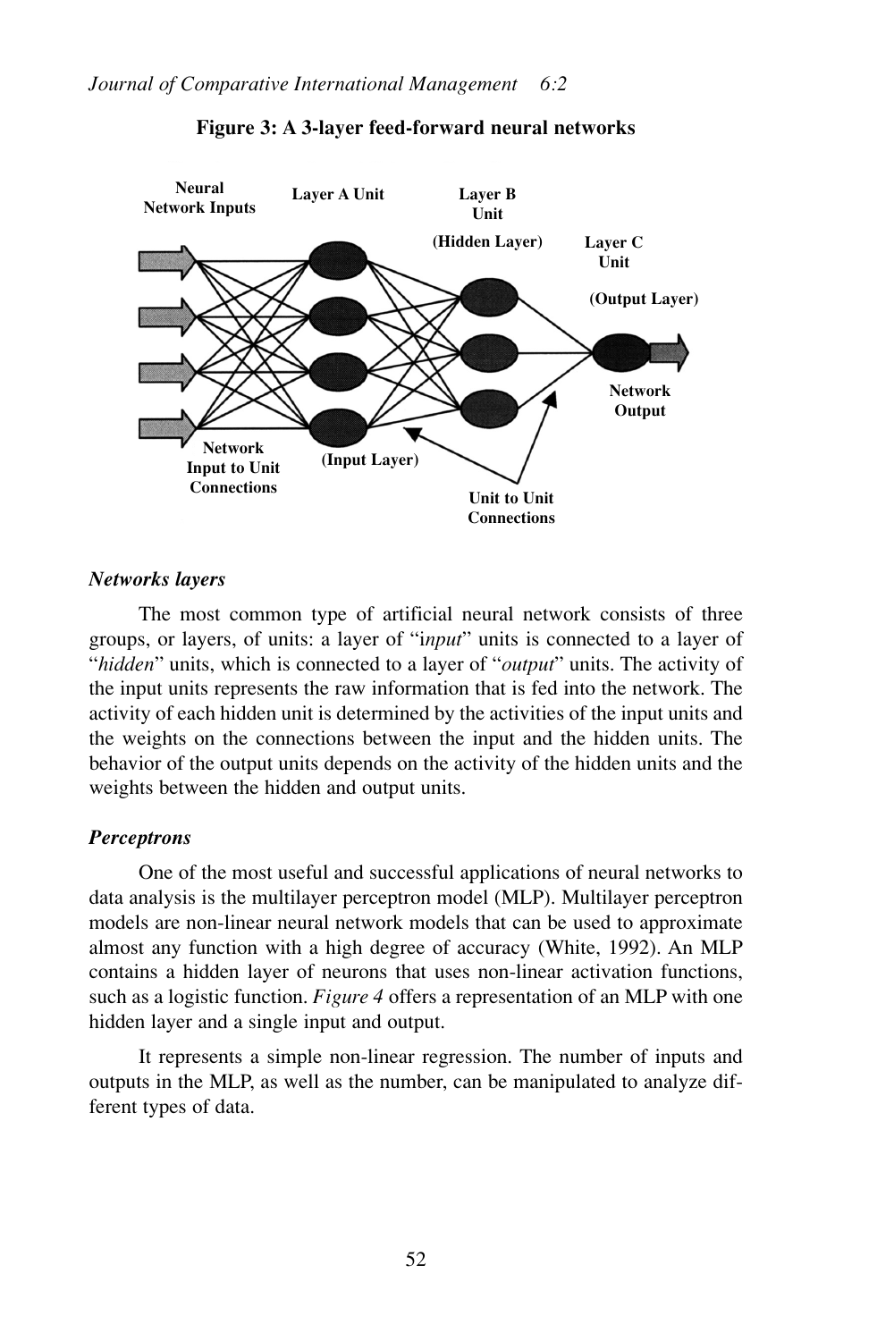**Figure 3: A 3-layer feed-forward neural networks**

### *Networks layers*

The most common type of artificial neural network consists of three groups, or layers, of units: a layer of "*input*" units is connected to a layer of "*hidden*" units, which is connected to a layer of "*output*" units. The activity of the input units represents the raw information that is fed into the network. The activity of each hidden unit is determined by the activities of the input units and the weights on the connections between the input and the hidden units. The behavior of the output units depends on the activity of the hidden units and the weights between the hidden and output units.

### *Perceptrons*

One of the most useful and successful applications of neural networks to data analysis is the multilayer perceptron model (MLP). Multilayer perceptron models are non-linear neural network models that can be used to approximate almost any function with a high degree of accuracy (White, 1992). An MLP contains a hidden layer of neurons that uses non-linear activation functions, such as a logistic function. *Figure 4* offers a representation of an MLP with one hidden layer and a single input and output.

It represents a simple non-linear regression. The number of inputs and outputs in the MLP, as well as the number, can be manipulated to analyze different types of data.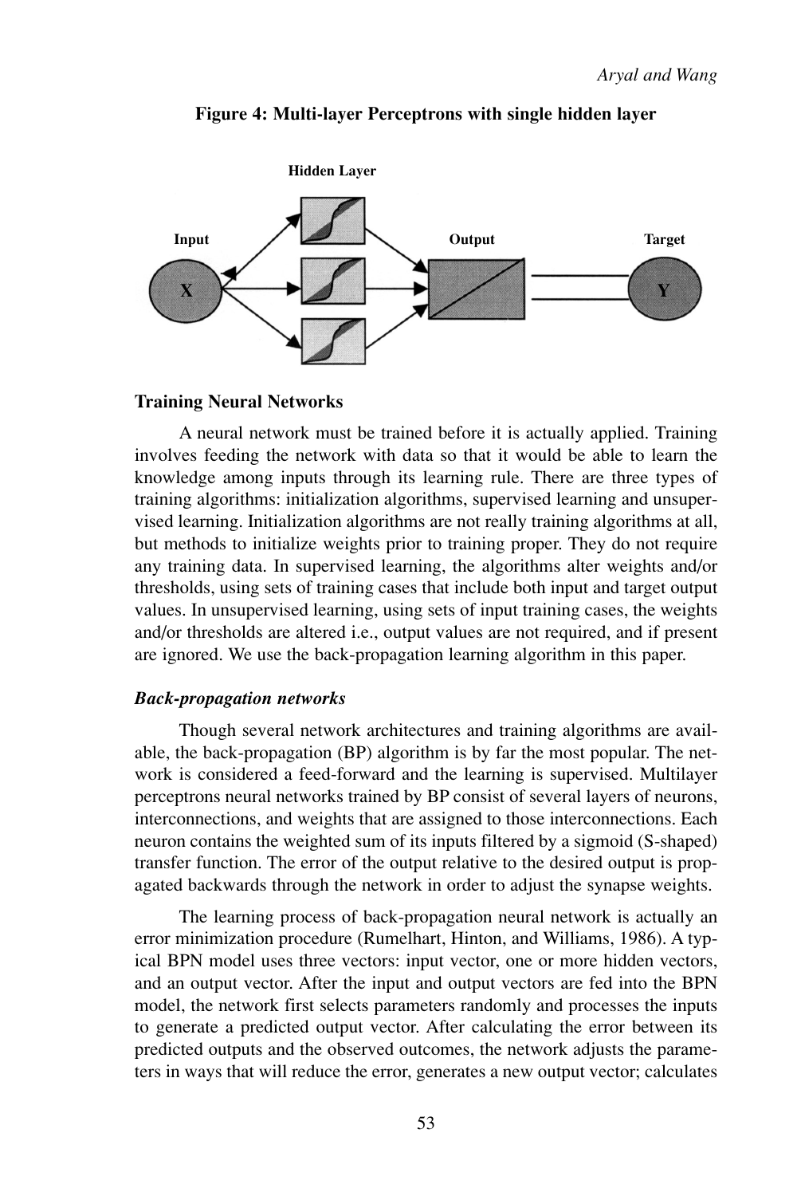**Figure 4: Multi-layer Perceptrons with single hidden layer**

### Training Neural Networks

A neural network must be trained before it is actually applied. Training involves feeding the network with data so that it would be able to learn the knowledge among inputs through its learning rule. There are three types of training algorithms: initialization algorithms, supervised learning and unsupervised learning. Initialization algorithms are not really training algorithms at all, but methods to initialize weights prior to training proper. They do not require any training data. In supervised learning, the algorithms alter weights and/or thresholds, using sets of training cases that include both input and target output values. In unsupervised learning, using sets of input training cases, the weights and/or thresholds are altered i.e., output values are not required, and if present are ignored. We use the back-propagation learning algorithm in this paper.

#### *Back-propagation networks*

Though several network architectures and training algorithms are available, the back-propagation (BP) algorithm is by far the most popular. The network is considered a feed-forward and the learning is supervised. Multilayer perceptrons neural networks trained by BP consist of several layers of neurons, interconnections, and weights that are assigned to those interconnections. Each neuron contains the weighted sum of its inputs filtered by a sigmoid (S-shaped) transfer function. The error of the output relative to the desired output is propagated backwards through the network in order to adjust the synapse weights.

The learning process of back-propagation neural network is actually an error minimization procedure (Rumelhart, Hinton, and Williams, 1986). A typical BPN model uses three vectors: input vector, one or more hidden vectors, and an output vector. After the input and output vectors are fed into the BPN model, the network first selects parameters randomly and processes the inputs to generate a predicted output vector. After calculating the error between its predicted outputs and the observed outcomes, the network adjusts the parameters in ways that will reduce the error, generates a new output vector; calculates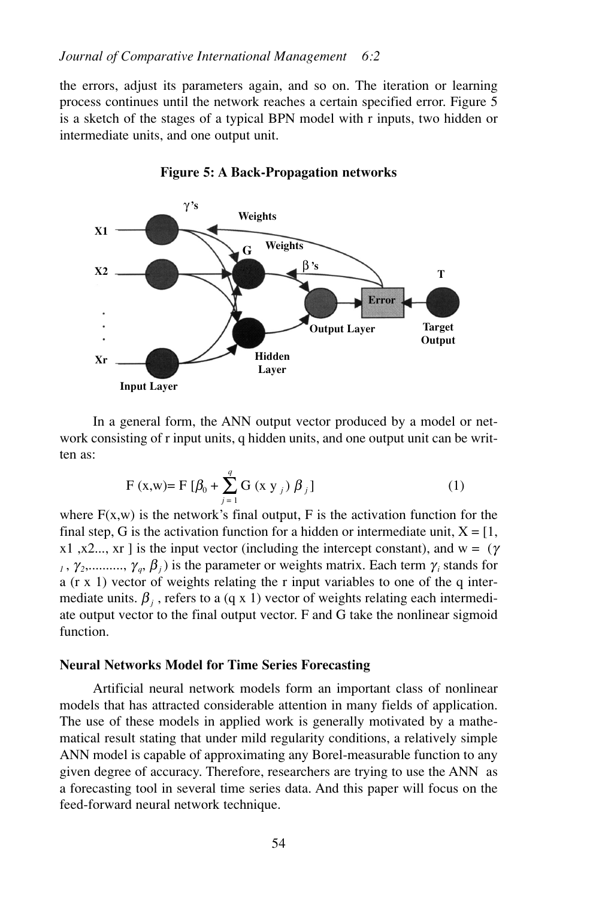the errors, adjust its parameters again, and so on. The iteration or learning process continues until the network reaches a certain specified error. Figure 5 is a sketch of the stages of a typical BPN model with r inputs, two hidden or intermediate units, and one output unit.

**Figure 5: A Back-Propagation networks**

In a general form, the ANN output vector produced by a model or network consisting of r input units, q hidden units, and one output unit can be written as:

$$F(x,w) = F\left[\beta_0 + \sum_{j=1}^{q} G(x\, y_j)\, \beta_j\right] \qquad (1)$$

where F(x,w) is the network's final output, F is the activation function for the final step, G is the activation function for a hidden or intermediate unit, X = [1, x1 ,x2..., xr ] is the input vector (including the intercept constant), and w = ($\gamma_1$, $\gamma_2$,.........., $\gamma_q$, $\beta_j$) is the parameter or weights matrix. Each term $\gamma_i$ stands for a (r x 1) vector of weights relating the r input variables to one of the q intermediate units. $\beta_j$ , refers to a (q x 1) vector of weights relating each intermediate output vector to the final output vector. F and G take the nonlinear sigmoid function.

### Neural Networks Model for Time Series Forecasting

Artificial neural network models form an important class of nonlinear models that has attracted considerable attention in many fields of application. The use of these models in applied work is generally motivated by a mathematical result stating that under mild regularity conditions, a relatively simple ANN model is capable of approximating any Borel-measurable function to any given degree of accuracy. Therefore, researchers are trying to use the ANN as a forecasting tool in several time series data. And this paper will focus on the feed-forward neural network technique.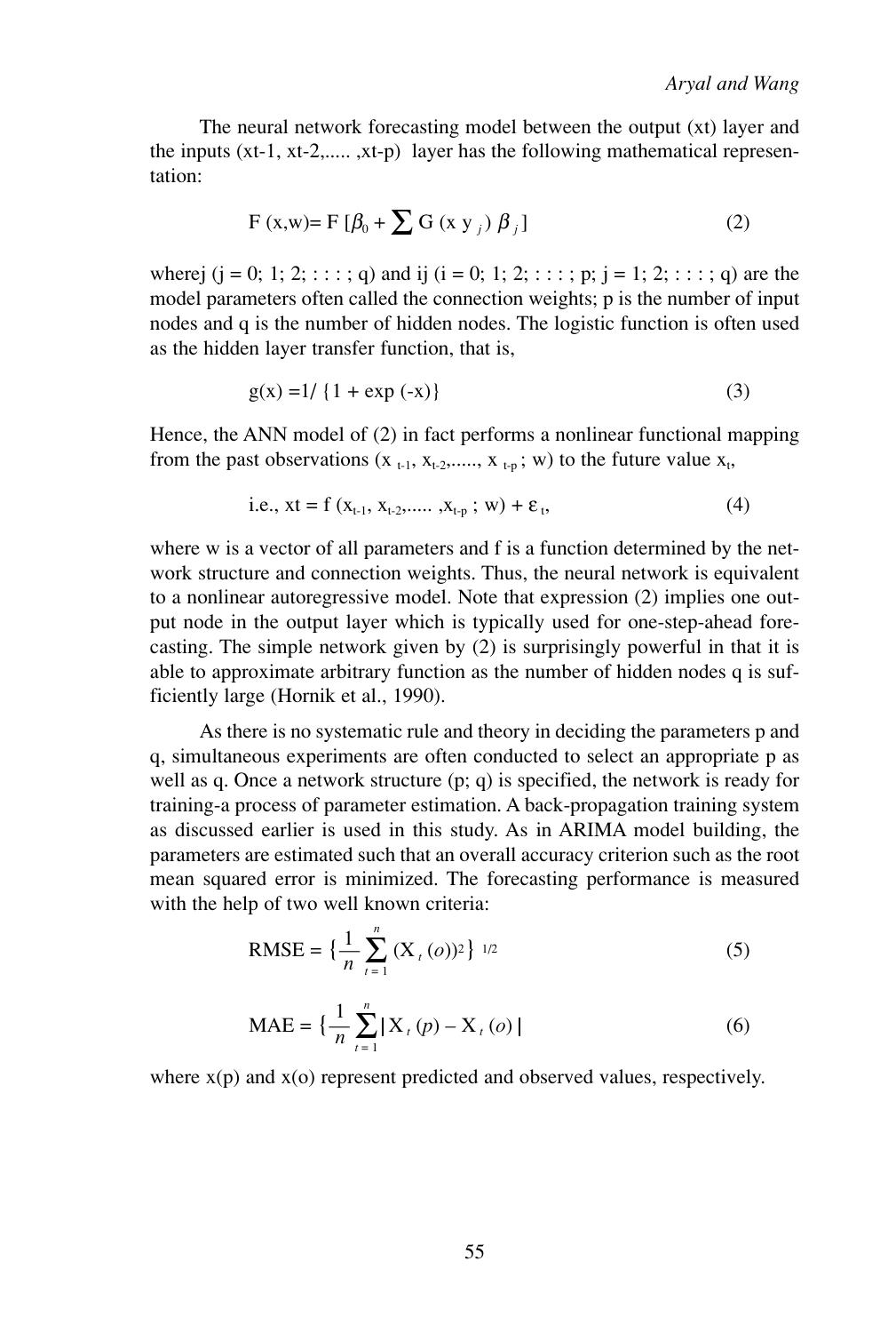The neural network forecasting model between the output (xt) layer and the inputs (xt-1, xt-2,..... ,xt-p) layer has the following mathematical representation:

$$F\ (x,w) = F\ [\beta_0 + \sum G\ (x\ y_j)\ \beta_j] \tag{2}$$

wherej (j = 0; 1; 2; : : : ; q) and ij (i = 0; 1; 2; : : : ; p; j = 1; 2; : : : ; q) are the model parameters often called the connection weights; p is the number of input nodes and q is the number of hidden nodes. The logistic function is often used as the hidden layer transfer function, that is,

$$g(x) = 1/\ \{1 + \exp\ (-x)\} \tag{3}$$

Hence, the ANN model of (2) in fact performs a nonlinear functional mapping from the past observations ($x_{t-1}, x_{t-2}, \ldots, x_{t-p}$ ; w) to the future value $x_t$,

$$\text{i.e., } xt = f\ (x_{t-1}, x_{t-2}, \ldots, x_{t-p}\ ;\ w) + \varepsilon_t, \tag{4}$$

where w is a vector of all parameters and f is a function determined by the network structure and connection weights. Thus, the neural network is equivalent to a nonlinear autoregressive model. Note that expression (2) implies one output node in the output layer which is typically used for one-step-ahead forecasting. The simple network given by (2) is surprisingly powerful in that it is able to approximate arbitrary function as the number of hidden nodes q is sufficiently large (Hornik et al., 1990).

As there is no systematic rule and theory in deciding the parameters p and q, simultaneous experiments are often conducted to select an appropriate p as well as q. Once a network structure (p; q) is specified, the network is ready for training-a process of parameter estimation. A back-propagation training system as discussed earlier is used in this study. As in ARIMA model building, the parameters are estimated such that an overall accuracy criterion such as the root mean squared error is minimized. The forecasting performance is measured with the help of two well known criteria:

$$\text{RMSE} = \left\{\frac{1}{n}\sum_{t=1}^{n}(X_t(o))^2\right\}^{1/2} \tag{5}$$

$$\text{MAE} = \left\{\frac{1}{n}\sum_{t=1}^{n}\left| X_t(p) - X_t(o)\right| \right. \tag{6}$$

where x(p) and x(o) represent predicted and observed values, respectively.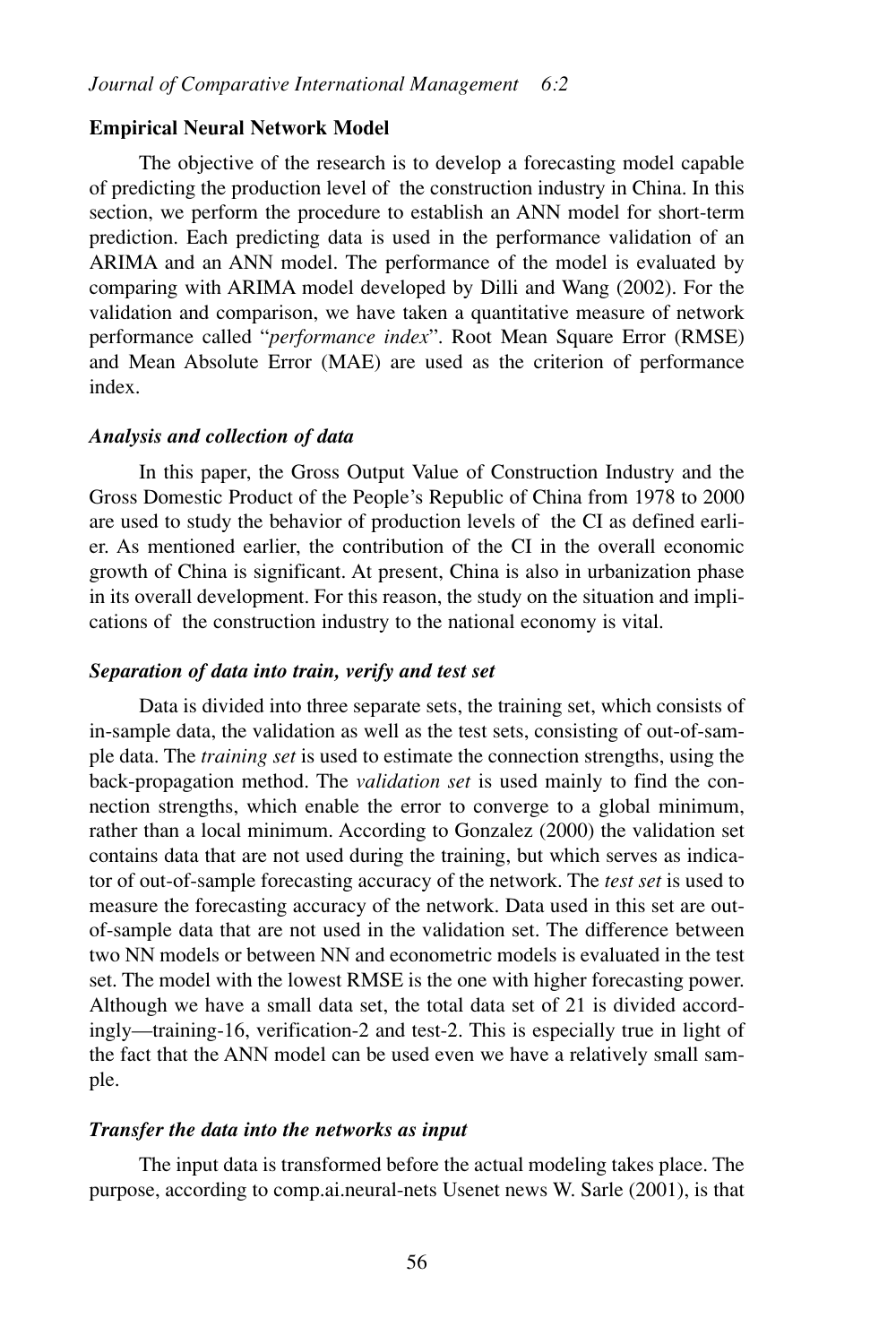## Empirical Neural Network Model

The objective of the research is to develop a forecasting model capable of predicting the production level of the construction industry in China. In this section, we perform the procedure to establish an ANN model for short-term prediction. Each predicting data is used in the performance validation of an ARIMA and an ANN model. The performance of the model is evaluated by comparing with ARIMA model developed by Dilli and Wang (2002). For the validation and comparison, we have taken a quantitative measure of network performance called "*performance index*". Root Mean Square Error (RMSE) and Mean Absolute Error (MAE) are used as the criterion of performance index.

### *Analysis and collection of data*

In this paper, the Gross Output Value of Construction Industry and the Gross Domestic Product of the People's Republic of China from 1978 to 2000 are used to study the behavior of production levels of the CI as defined earlier. As mentioned earlier, the contribution of the CI in the overall economic growth of China is significant. At present, China is also in urbanization phase in its overall development. For this reason, the study on the situation and implications of the construction industry to the national economy is vital.

### *Separation of data into train, verify and test set*

Data is divided into three separate sets, the training set, which consists of in-sample data, the validation as well as the test sets, consisting of out-of-sample data. The *training set* is used to estimate the connection strengths, using the back-propagation method. The *validation set* is used mainly to find the connection strengths, which enable the error to converge to a global minimum, rather than a local minimum. According to Gonzalez (2000) the validation set contains data that are not used during the training, but which serves as indicator of out-of-sample forecasting accuracy of the network. The *test set* is used to measure the forecasting accuracy of the network. Data used in this set are out-of-sample data that are not used in the validation set. The difference between two NN models or between NN and econometric models is evaluated in the test set. The model with the lowest RMSE is the one with higher forecasting power. Although we have a small data set, the total data set of 21 is divided accordingly—training-16, verification-2 and test-2. This is especially true in light of the fact that the ANN model can be used even we have a relatively small sample.

### *Transfer the data into the networks as input*

The input data is transformed before the actual modeling takes place. The purpose, according to comp.ai.neural-nets Usenet news W. Sarle (2001), is that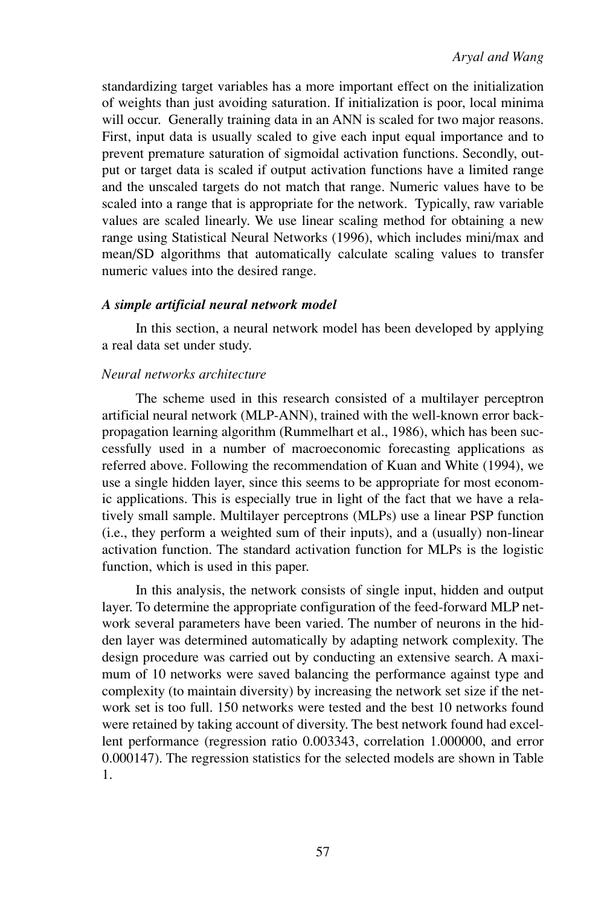standardizing target variables has a more important effect on the initialization of weights than just avoiding saturation. If initialization is poor, local minima will occur. Generally training data in an ANN is scaled for two major reasons. First, input data is usually scaled to give each input equal importance and to prevent premature saturation of sigmoidal activation functions. Secondly, output or target data is scaled if output activation functions have a limited range and the unscaled targets do not match that range. Numeric values have to be scaled into a range that is appropriate for the network. Typically, raw variable values are scaled linearly. We use linear scaling method for obtaining a new range using Statistical Neural Networks (1996), which includes mini/max and mean/SD algorithms that automatically calculate scaling values to transfer numeric values into the desired range.

### *A simple artificial neural network model*

In this section, a neural network model has been developed by applying a real data set under study.

#### *Neural networks architecture*

The scheme used in this research consisted of a multilayer perceptron artificial neural network (MLP-ANN), trained with the well-known error back-propagation learning algorithm (Rummelhart et al., 1986), which has been successfully used in a number of macroeconomic forecasting applications as referred above. Following the recommendation of Kuan and White (1994), we use a single hidden layer, since this seems to be appropriate for most economic applications. This is especially true in light of the fact that we have a relatively small sample. Multilayer perceptrons (MLPs) use a linear PSP function (i.e., they perform a weighted sum of their inputs), and a (usually) non-linear activation function. The standard activation function for MLPs is the logistic function, which is used in this paper.

In this analysis, the network consists of single input, hidden and output layer. To determine the appropriate configuration of the feed-forward MLP network several parameters have been varied. The number of neurons in the hidden layer was determined automatically by adapting network complexity. The design procedure was carried out by conducting an extensive search. A maximum of 10 networks were saved balancing the performance against type and complexity (to maintain diversity) by increasing the network set size if the network set is too full. 150 networks were tested and the best 10 networks found were retained by taking account of diversity. The best network found had excellent performance (regression ratio 0.003343, correlation 1.000000, and error 0.000147). The regression statistics for the selected models are shown in Table 1.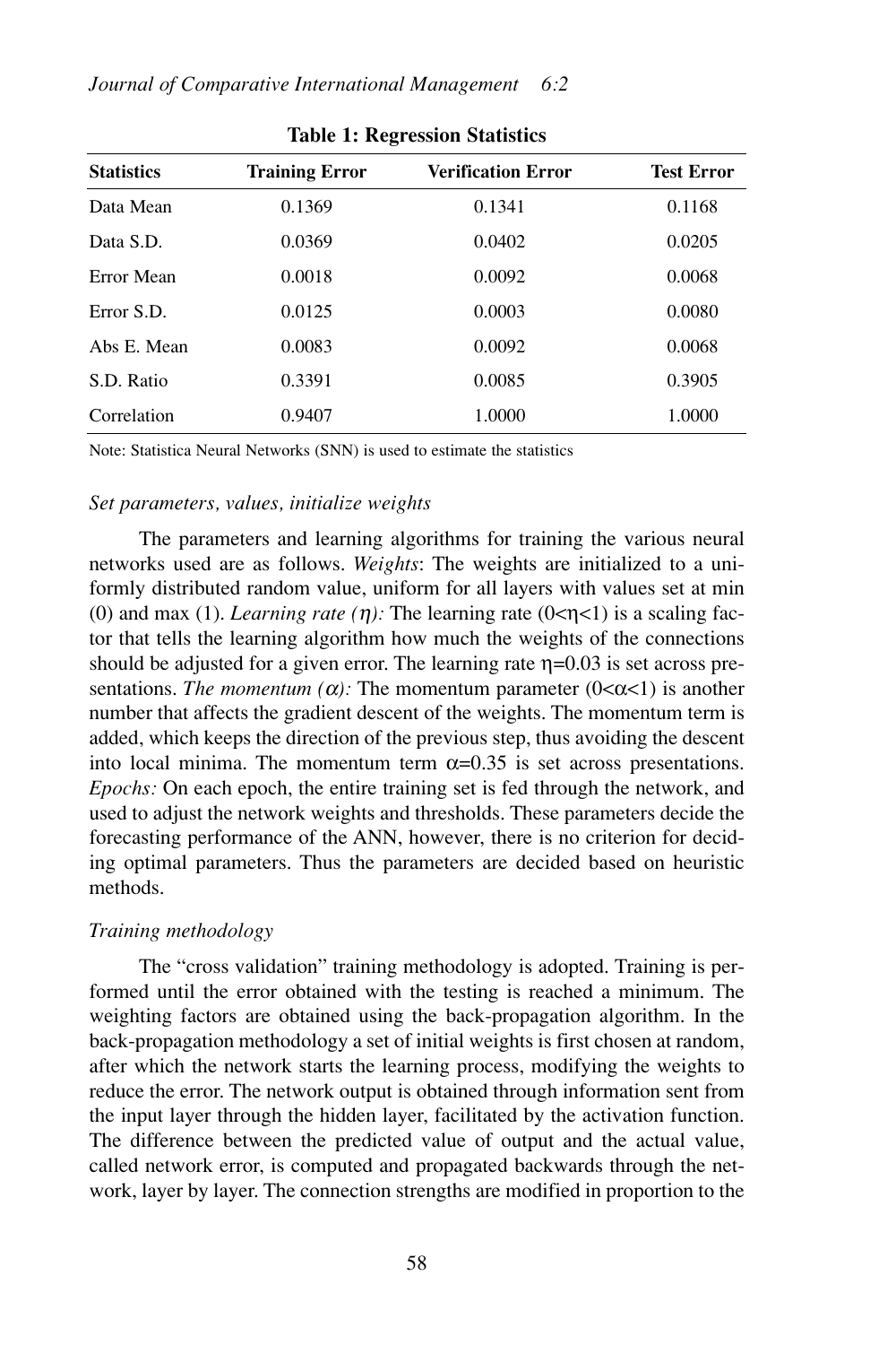**Table 1: Regression Statistics**

| Statistics | Training Error | Verification Error | Test Error |
|---|---|---|---|
| Data Mean | 0.1369 | 0.1341 | 0.1168 |
| Data S.D. | 0.0369 | 0.0402 | 0.0205 |
| Error Mean | 0.0018 | 0.0092 | 0.0068 |
| Error S.D. | 0.0125 | 0.0003 | 0.0080 |
| Abs E. Mean | 0.0083 | 0.0092 | 0.0068 |
| S.D. Ratio | 0.3391 | 0.0085 | 0.3905 |
| Correlation | 0.9407 | 1.0000 | 1.0000 |

Note: Statistica Neural Networks (SNN) is used to estimate the statistics

*Set parameters, values, initialize weights*

The parameters and learning algorithms for training the various neural networks used are as follows. *Weights*: The weights are initialized to a uniformly distributed random value, uniform for all layers with values set at min (0) and max (1). *Learning rate ($\eta$):* The learning rate ($0<\eta<1$) is a scaling factor that tells the learning algorithm how much the weights of the connections should be adjusted for a given error. The learning rate $\eta$=0.03 is set across presentations. *The momentum ($\alpha$):* The momentum parameter ($0<\alpha<1$) is another number that affects the gradient descent of the weights. The momentum term is added, which keeps the direction of the previous step, thus avoiding the descent into local minima. The momentum term $\alpha$=0.35 is set across presentations. *Epochs:* On each epoch, the entire training set is fed through the network, and used to adjust the network weights and thresholds. These parameters decide the forecasting performance of the ANN, however, there is no criterion for deciding optimal parameters. Thus the parameters are decided based on heuristic methods.

*Training methodology*

The "cross validation" training methodology is adopted. Training is performed until the error obtained with the testing is reached a minimum. The weighting factors are obtained using the back-propagation algorithm. In the back-propagation methodology a set of initial weights is first chosen at random, after which the network starts the learning process, modifying the weights to reduce the error. The network output is obtained through information sent from the input layer through the hidden layer, facilitated by the activation function. The difference between the predicted value of output and the actual value, called network error, is computed and propagated backwards through the network, layer by layer. The connection strengths are modified in proportion to the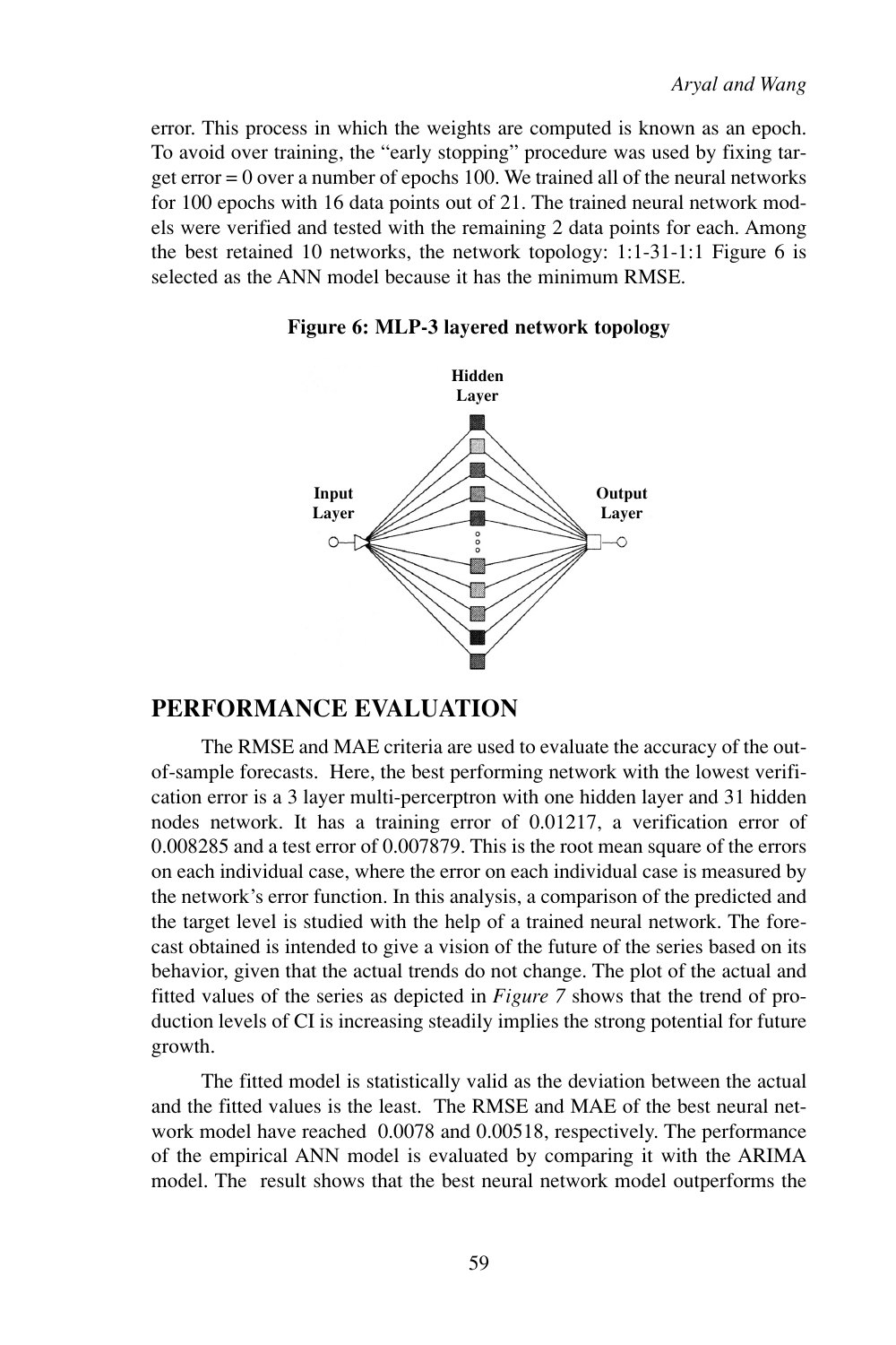error. This process in which the weights are computed is known as an epoch. To avoid over training, the "early stopping" procedure was used by fixing target error = 0 over a number of epochs 100. We trained all of the neural networks for 100 epochs with 16 data points out of 21. The trained neural network models were verified and tested with the remaining 2 data points for each. Among the best retained 10 networks, the network topology: 1:1-31-1:1 Figure 6 is selected as the ANN model because it has the minimum RMSE.

**Figure 6: MLP-3 layered network topology**

## PERFORMANCE EVALUATION

The RMSE and MAE criteria are used to evaluate the accuracy of the out-of-sample forecasts. Here, the best performing network with the lowest verification error is a 3 layer multi-percerptron with one hidden layer and 31 hidden nodes network. It has a training error of 0.01217, a verification error of 0.008285 and a test error of 0.007879. This is the root mean square of the errors on each individual case, where the error on each individual case is measured by the network's error function. In this analysis, a comparison of the predicted and the target level is studied with the help of a trained neural network. The forecast obtained is intended to give a vision of the future of the series based on its behavior, given that the actual trends do not change. The plot of the actual and fitted values of the series as depicted in *Figure 7* shows that the trend of production levels of CI is increasing steadily implies the strong potential for future growth.

The fitted model is statistically valid as the deviation between the actual and the fitted values is the least. The RMSE and MAE of the best neural network model have reached 0.0078 and 0.00518, respectively. The performance of the empirical ANN model is evaluated by comparing it with the ARIMA model. The result shows that the best neural network model outperforms the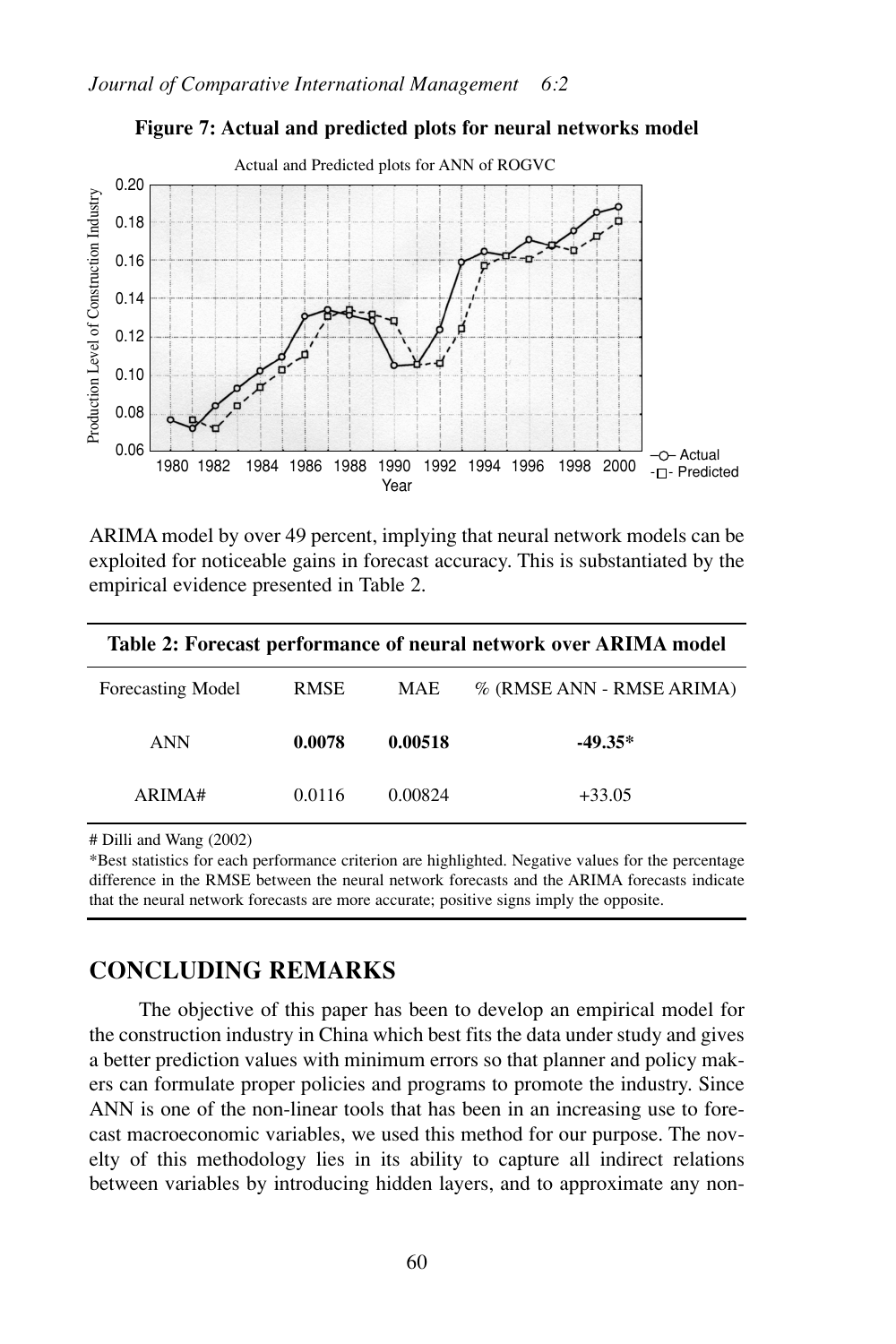**Figure 7: Actual and predicted plots for neural networks model**

ARIMA model by over 49 percent, implying that neural network models can be exploited for noticeable gains in forecast accuracy. This is substantiated by the empirical evidence presented in Table 2.

**Table 2: Forecast performance of neural network over ARIMA model**

| Forecasting Model | RMSE | MAE | % (RMSE ANN - RMSE ARIMA) |
|---|---|---|---|
| ANN | **0.0078** | **0.00518** | **-49.35*** |
| ARIMA# | 0.0116 | 0.00824 | +33.05 |

# Dilli and Wang (2002)

*Best statistics for each performance criterion are highlighted. Negative values for the percentage difference in the RMSE between the neural network forecasts and the ARIMA forecasts indicate that the neural network forecasts are more accurate; positive signs imply the opposite.

## CONCLUDING REMARKS

The objective of this paper has been to develop an empirical model for the construction industry in China which best fits the data under study and gives a better prediction values with minimum errors so that planner and policy makers can formulate proper policies and programs to promote the industry. Since ANN is one of the non-linear tools that has been in an increasing use to forecast macroeconomic variables, we used this method for our purpose. The novelty of this methodology lies in its ability to capture all indirect relations between variables by introducing hidden layers, and to approximate any non-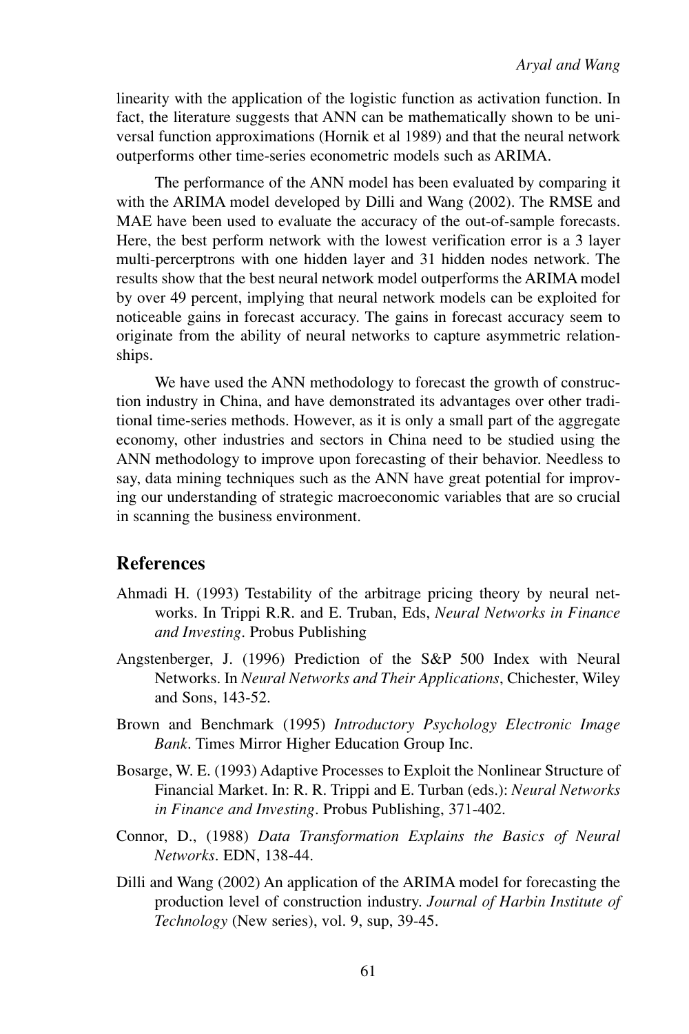linearity with the application of the logistic function as activation function. In fact, the literature suggests that ANN can be mathematically shown to be universal function approximations (Hornik et al 1989) and that the neural network outperforms other time-series econometric models such as ARIMA.

The performance of the ANN model has been evaluated by comparing it with the ARIMA model developed by Dilli and Wang (2002). The RMSE and MAE have been used to evaluate the accuracy of the out-of-sample forecasts. Here, the best perform network with the lowest verification error is a 3 layer multi-percerptrons with one hidden layer and 31 hidden nodes network. The results show that the best neural network model outperforms the ARIMA model by over 49 percent, implying that neural network models can be exploited for noticeable gains in forecast accuracy. The gains in forecast accuracy seem to originate from the ability of neural networks to capture asymmetric relationships.

We have used the ANN methodology to forecast the growth of construction industry in China, and have demonstrated its advantages over other traditional time-series methods. However, as it is only a small part of the aggregate economy, other industries and sectors in China need to be studied using the ANN methodology to improve upon forecasting of their behavior. Needless to say, data mining techniques such as the ANN have great potential for improving our understanding of strategic macroeconomic variables that are so crucial in scanning the business environment.

## References

Ahmadi H. (1993) Testability of the arbitrage pricing theory by neural networks. In Trippi R.R. and E. Truban, Eds, *Neural Networks in Finance and Investing*. Probus Publishing

Angstenberger, J. (1996) Prediction of the S&P 500 Index with Neural Networks. In *Neural Networks and Their Applications*, Chichester, Wiley and Sons, 143-52.

Brown and Benchmark (1995) *Introductory Psychology Electronic Image Bank*. Times Mirror Higher Education Group Inc.

Bosarge, W. E. (1993) Adaptive Processes to Exploit the Nonlinear Structure of Financial Market. In: R. R. Trippi and E. Turban (eds.): *Neural Networks in Finance and Investing*. Probus Publishing, 371-402.

Connor, D., (1988) *Data Transformation Explains the Basics of Neural Networks*. EDN, 138-44.

Dilli and Wang (2002) An application of the ARIMA model for forecasting the production level of construction industry. *Journal of Harbin Institute of Technology* (New series), vol. 9, sup, 39-45.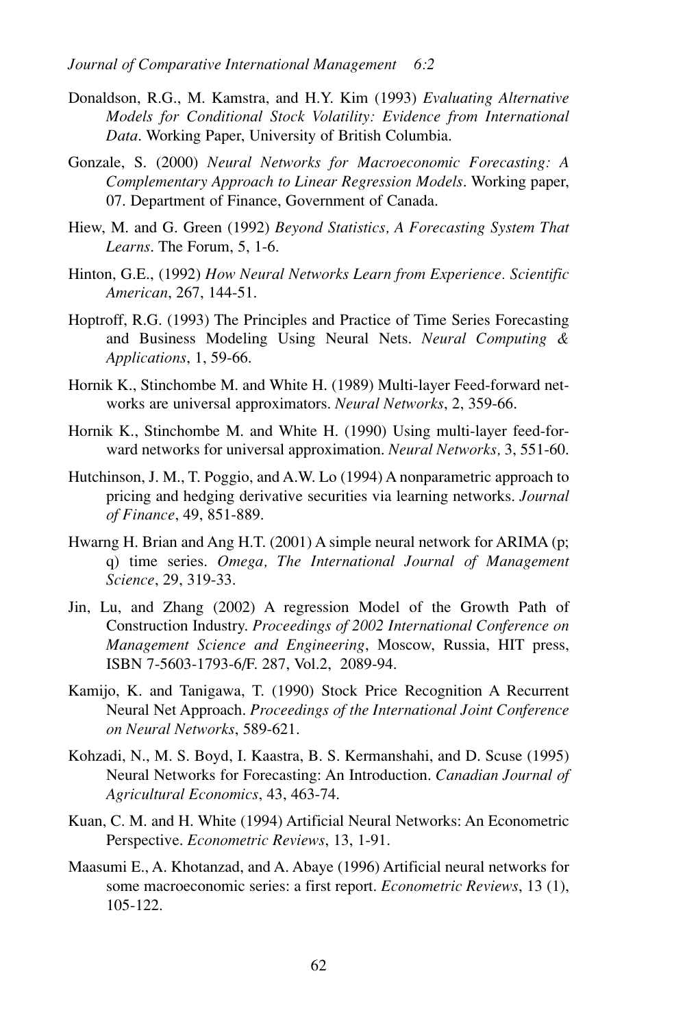Donaldson, R.G., M. Kamstra, and H.Y. Kim (1993) *Evaluating Alternative Models for Conditional Stock Volatility: Evidence from International Data*. Working Paper, University of British Columbia.

Gonzale, S. (2000) *Neural Networks for Macroeconomic Forecasting: A Complementary Approach to Linear Regression Models*. Working paper, 07. Department of Finance, Government of Canada.

Hiew, M. and G. Green (1992) *Beyond Statistics, A Forecasting System That Learns*. The Forum, 5, 1-6.

Hinton, G.E., (1992) *How Neural Networks Learn from Experience. Scientific American*, 267, 144-51.

Hoptroff, R.G. (1993) The Principles and Practice of Time Series Forecasting and Business Modeling Using Neural Nets. *Neural Computing & Applications*, 1, 59-66.

Hornik K., Stinchombe M. and White H. (1989) Multi-layer Feed-forward networks are universal approximators. *Neural Networks*, 2, 359-66.

Hornik K., Stinchombe M. and White H. (1990) Using multi-layer feed-forward networks for universal approximation. *Neural Networks,* 3, 551-60.

Hutchinson, J. M., T. Poggio, and A.W. Lo (1994) A nonparametric approach to pricing and hedging derivative securities via learning networks. *Journal of Finance*, 49, 851-889.

Hwarng H. Brian and Ang H.T. (2001) A simple neural network for ARIMA (p; q) time series. *Omega, The International Journal of Management Science*, 29, 319-33.

Jin, Lu, and Zhang (2002) A regression Model of the Growth Path of Construction Industry. *Proceedings of 2002 International Conference on Management Science and Engineering*, Moscow, Russia, HIT press, ISBN 7-5603-1793-6/F. 287, Vol.2, 2089-94.

Kamijo, K. and Tanigawa, T. (1990) Stock Price Recognition A Recurrent Neural Net Approach. *Proceedings of the International Joint Conference on Neural Networks*, 589-621.

Kohzadi, N., M. S. Boyd, I. Kaastra, B. S. Kermanshahi, and D. Scuse (1995) Neural Networks for Forecasting: An Introduction. *Canadian Journal of Agricultural Economics*, 43, 463-74.

Kuan, C. M. and H. White (1994) Artificial Neural Networks: An Econometric Perspective. *Econometric Reviews*, 13, 1-91.

Maasumi E., A. Khotanzad, and A. Abaye (1996) Artificial neural networks for some macroeconomic series: a first report. *Econometric Reviews*, 13 (1), 105-122.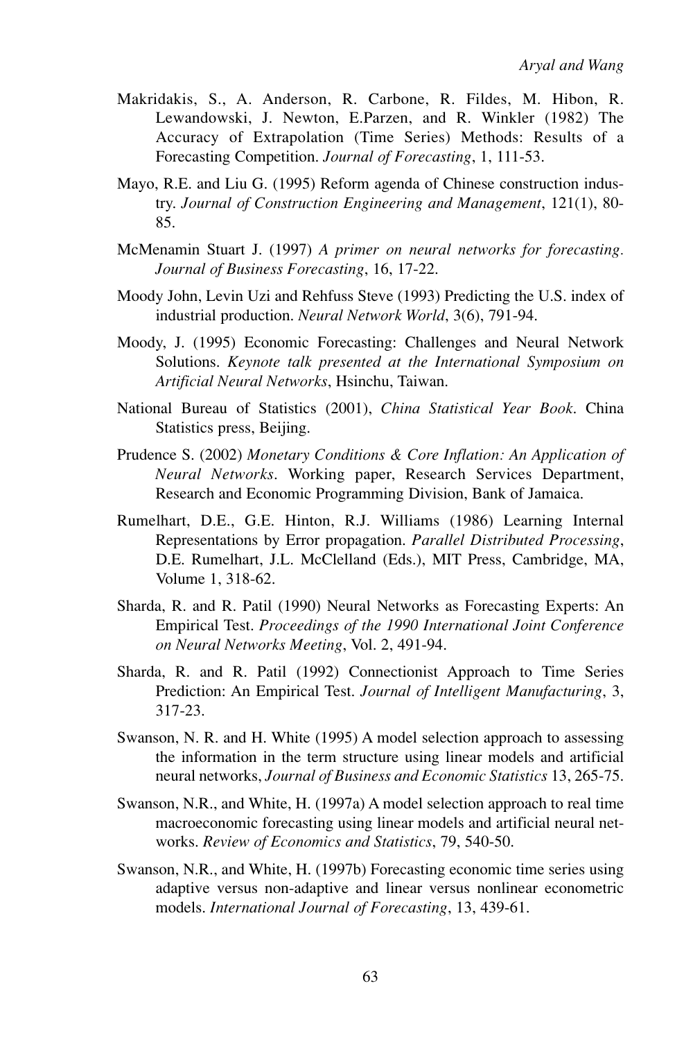Makridakis, S., A. Anderson, R. Carbone, R. Fildes, M. Hibon, R. Lewandowski, J. Newton, E.Parzen, and R. Winkler (1982) The Accuracy of Extrapolation (Time Series) Methods: Results of a Forecasting Competition. *Journal of Forecasting*, 1, 111-53.

Mayo, R.E. and Liu G. (1995) Reform agenda of Chinese construction industry. *Journal of Construction Engineering and Management*, 121(1), 80-85.

McMenamin Stuart J. (1997) *A primer on neural networks for forecasting. Journal of Business Forecasting*, 16, 17-22.

Moody John, Levin Uzi and Rehfuss Steve (1993) Predicting the U.S. index of industrial production. *Neural Network World*, 3(6), 791-94.

Moody, J. (1995) Economic Forecasting: Challenges and Neural Network Solutions. *Keynote talk presented at the International Symposium on Artificial Neural Networks*, Hsinchu, Taiwan.

National Bureau of Statistics (2001), *China Statistical Year Book*. China Statistics press, Beijing.

Prudence S. (2002) *Monetary Conditions & Core Inflation: An Application of Neural Networks*. Working paper, Research Services Department, Research and Economic Programming Division, Bank of Jamaica.

Rumelhart, D.E., G.E. Hinton, R.J. Williams (1986) Learning Internal Representations by Error propagation. *Parallel Distributed Processing*, D.E. Rumelhart, J.L. McClelland (Eds.), MIT Press, Cambridge, MA, Volume 1, 318-62.

Sharda, R. and R. Patil (1990) Neural Networks as Forecasting Experts: An Empirical Test. *Proceedings of the 1990 International Joint Conference on Neural Networks Meeting*, Vol. 2, 491-94.

Sharda, R. and R. Patil (1992) Connectionist Approach to Time Series Prediction: An Empirical Test. *Journal of Intelligent Manufacturing*, 3, 317-23.

Swanson, N. R. and H. White (1995) A model selection approach to assessing the information in the term structure using linear models and artificial neural networks, *Journal of Business and Economic Statistics* 13, 265-75.

Swanson, N.R., and White, H. (1997a) A model selection approach to real time macroeconomic forecasting using linear models and artificial neural networks. *Review of Economics and Statistics*, 79, 540-50.

Swanson, N.R., and White, H. (1997b) Forecasting economic time series using adaptive versus non-adaptive and linear versus nonlinear econometric models. *International Journal of Forecasting*, 13, 439-61.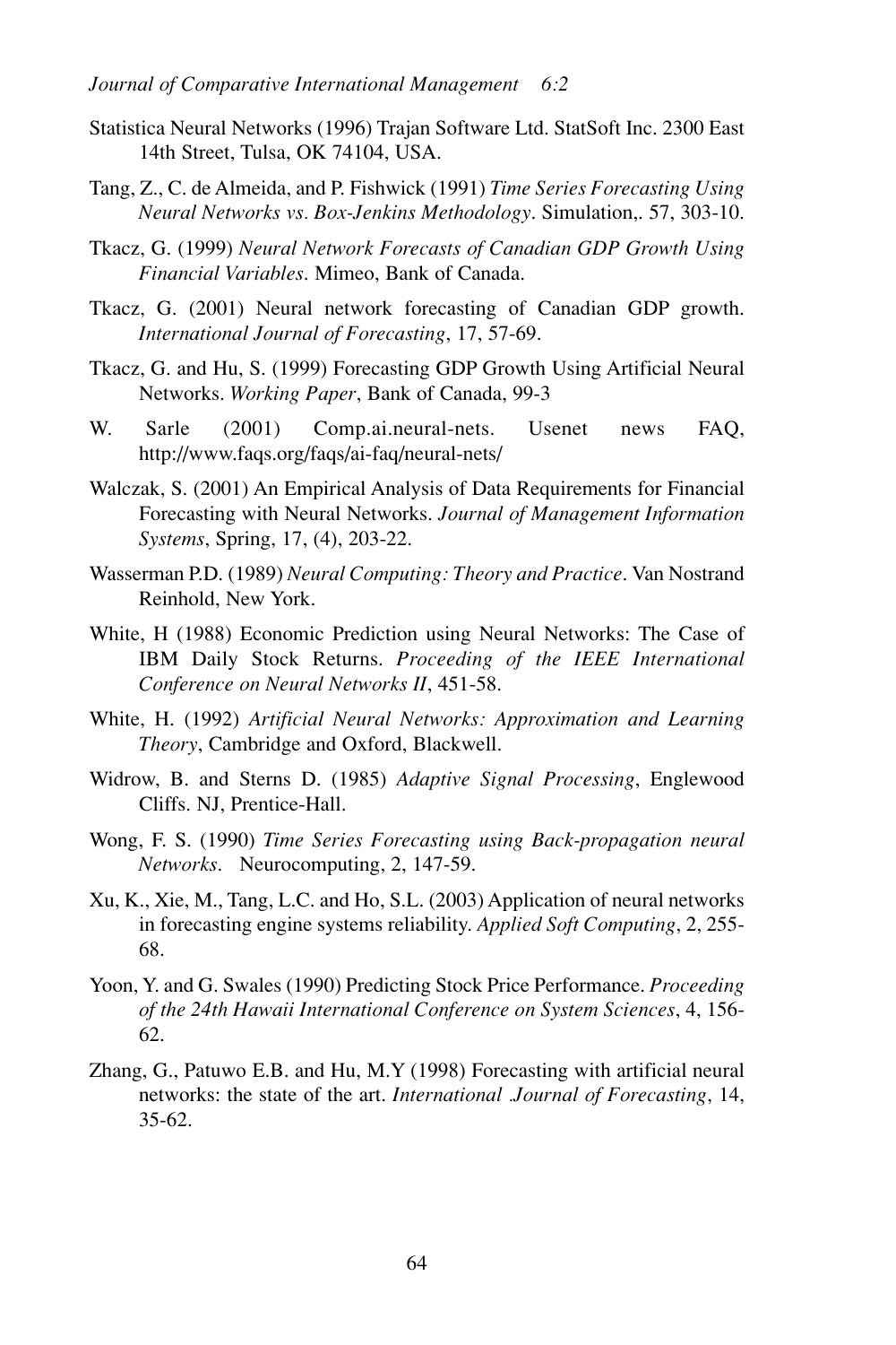Statistica Neural Networks (1996) Trajan Software Ltd. StatSoft Inc. 2300 East 14th Street, Tulsa, OK 74104, USA.

Tang, Z., C. de Almeida, and P. Fishwick (1991) *Time Series Forecasting Using Neural Networks vs. Box-Jenkins Methodology*. Simulation,. 57, 303-10.

Tkacz, G. (1999) *Neural Network Forecasts of Canadian GDP Growth Using Financial Variables*. Mimeo, Bank of Canada.

Tkacz, G. (2001) Neural network forecasting of Canadian GDP growth. *International Journal of Forecasting*, 17, 57-69.

Tkacz, G. and Hu, S. (1999) Forecasting GDP Growth Using Artificial Neural Networks. *Working Paper*, Bank of Canada, 99-3

W. Sarle (2001) Comp.ai.neural-nets. Usenet news FAQ, http://www.faqs.org/faqs/ai-faq/neural-nets/

Walczak, S. (2001) An Empirical Analysis of Data Requirements for Financial Forecasting with Neural Networks. *Journal of Management Information Systems*, Spring, 17, (4), 203-22.

Wasserman P.D. (1989) *Neural Computing: Theory and Practice*. Van Nostrand Reinhold, New York.

White, H (1988) Economic Prediction using Neural Networks: The Case of IBM Daily Stock Returns. *Proceeding of the IEEE International Conference on Neural Networks II*, 451-58.

White, H. (1992) *Artificial Neural Networks: Approximation and Learning Theory*, Cambridge and Oxford, Blackwell.

Widrow, B. and Sterns D. (1985) *Adaptive Signal Processing*, Englewood Cliffs. NJ, Prentice-Hall.

Wong, F. S. (1990) *Time Series Forecasting using Back-propagation neural Networks*. Neurocomputing, 2, 147-59.

Xu, K., Xie, M., Tang, L.C. and Ho, S.L. (2003) Application of neural networks in forecasting engine systems reliability. *Applied Soft Computing*, 2, 255-68.

Yoon, Y. and G. Swales (1990) Predicting Stock Price Performance. *Proceeding of the 24th Hawaii International Conference on System Sciences*, 4, 156-62.

Zhang, G., Patuwo E.B. and Hu, M.Y (1998) Forecasting with artificial neural networks: the state of the art. *International .Journal of Forecasting*, 14, 35-62.